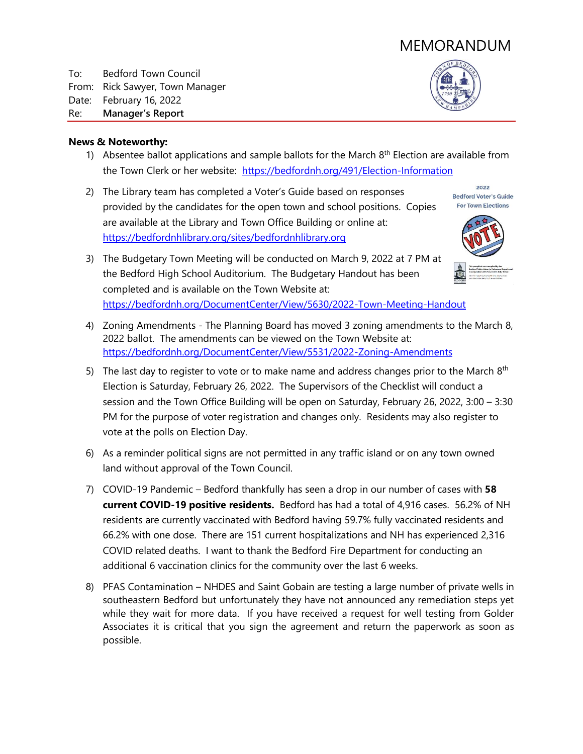# MEMORANDUM

To: Bedford Town Council
From: Rick Sawyer, Town Manager
Date: February 16, 2022
Re: **Manager's Report**

**News & Noteworthy:**

1) Absentee ballot applications and sample ballots for the March 8th Election are available from the Town Clerk or her website: https://bedfordnh.org/491/Election-Information

2) The Library team has completed a Voter's Guide based on responses provided by the candidates for the open town and school positions. Copies are available at the Library and Town Office Building or online at: https://bedfordnhlibrary.org/sites/bedfordnhlibrary.org

3) The Budgetary Town Meeting will be conducted on March 9, 2022 at 7 PM at the Bedford High School Auditorium. The Budgetary Handout has been completed and is available on the Town Website at: https://bedfordnh.org/DocumentCenter/View/5630/2022-Town-Meeting-Handout

4) Zoning Amendments - The Planning Board has moved 3 zoning amendments to the March 8, 2022 ballot. The amendments can be viewed on the Town Website at: https://bedfordnh.org/DocumentCenter/View/5531/2022-Zoning-Amendments

5) The last day to register to vote or to make name and address changes prior to the March 8th Election is Saturday, February 26, 2022. The Supervisors of the Checklist will conduct a session and the Town Office Building will be open on Saturday, February 26, 2022, 3:00 – 3:30 PM for the purpose of voter registration and changes only. Residents may also register to vote at the polls on Election Day.

6) As a reminder political signs are not permitted in any traffic island or on any town owned land without approval of the Town Council.

7) COVID-19 Pandemic – Bedford thankfully has seen a drop in our number of cases with **58 current COVID-19 positive residents.** Bedford has had a total of 4,916 cases. 56.2% of NH residents are currently vaccinated with Bedford having 59.7% fully vaccinated residents and 66.2% with one dose. There are 151 current hospitalizations and NH has experienced 2,316 COVID related deaths. I want to thank the Bedford Fire Department for conducting an additional 6 vaccination clinics for the community over the last 6 weeks.

8) PFAS Contamination – NHDES and Saint Gobain are testing a large number of private wells in southeastern Bedford but unfortunately they have not announced any remediation steps yet while they wait for more data. If you have received a request for well testing from Golder Associates it is critical that you sign the agreement and return the paperwork as soon as possible.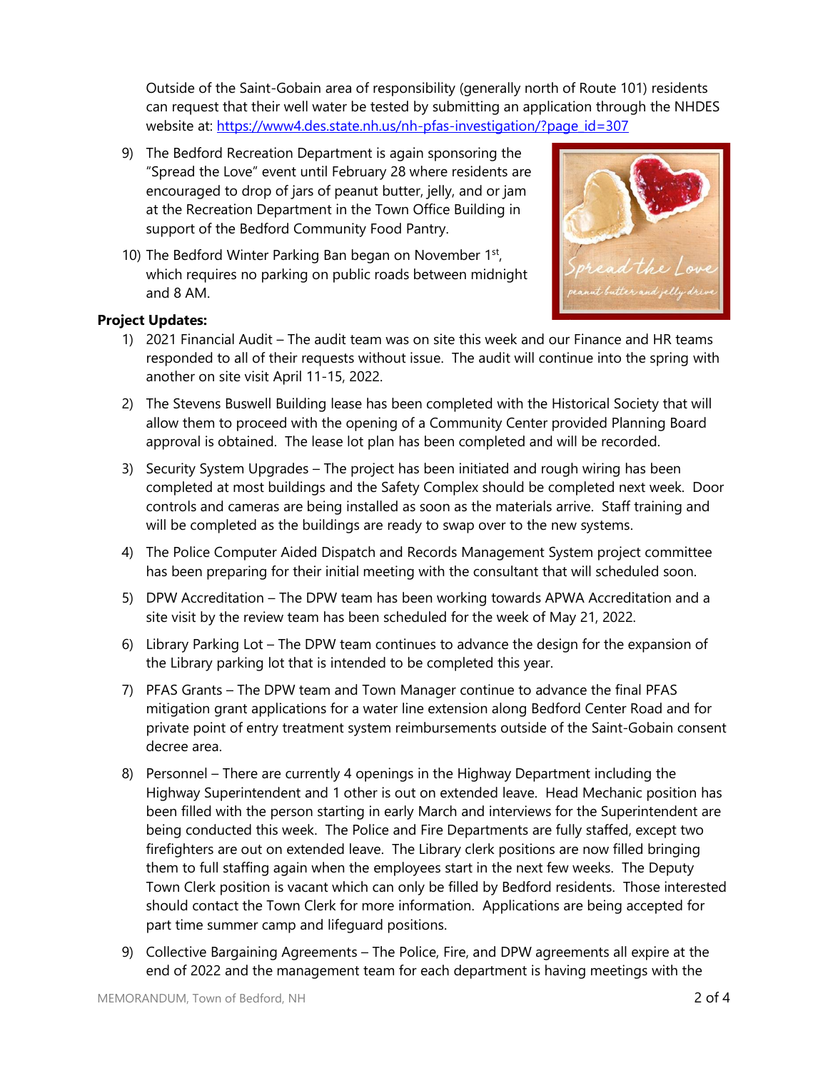Outside of the Saint-Gobain area of responsibility (generally north of Route 101) residents can request that their well water be tested by submitting an application through the NHDES website at: https://www4.des.state.nh.us/nh-pfas-investigation/?page_id=307

9) The Bedford Recreation Department is again sponsoring the "Spread the Love" event until February 28 where residents are encouraged to drop of jars of peanut butter, jelly, and or jam at the Recreation Department in the Town Office Building in support of the Bedford Community Food Pantry.

10) The Bedford Winter Parking Ban began on November 1st, which requires no parking on public roads between midnight and 8 AM.

**Project Updates:**

1) 2021 Financial Audit – The audit team was on site this week and our Finance and HR teams responded to all of their requests without issue. The audit will continue into the spring with another on site visit April 11-15, 2022.

2) The Stevens Buswell Building lease has been completed with the Historical Society that will allow them to proceed with the opening of a Community Center provided Planning Board approval is obtained. The lease lot plan has been completed and will be recorded.

3) Security System Upgrades – The project has been initiated and rough wiring has been completed at most buildings and the Safety Complex should be completed next week. Door controls and cameras are being installed as soon as the materials arrive. Staff training and will be completed as the buildings are ready to swap over to the new systems.

4) The Police Computer Aided Dispatch and Records Management System project committee has been preparing for their initial meeting with the consultant that will scheduled soon.

5) DPW Accreditation – The DPW team has been working towards APWA Accreditation and a site visit by the review team has been scheduled for the week of May 21, 2022.

6) Library Parking Lot – The DPW team continues to advance the design for the expansion of the Library parking lot that is intended to be completed this year.

7) PFAS Grants – The DPW team and Town Manager continue to advance the final PFAS mitigation grant applications for a water line extension along Bedford Center Road and for private point of entry treatment system reimbursements outside of the Saint-Gobain consent decree area.

8) Personnel – There are currently 4 openings in the Highway Department including the Highway Superintendent and 1 other is out on extended leave. Head Mechanic position has been filled with the person starting in early March and interviews for the Superintendent are being conducted this week. The Police and Fire Departments are fully staffed, except two firefighters are out on extended leave. The Library clerk positions are now filled bringing them to full staffing again when the employees start in the next few weeks. The Deputy Town Clerk position is vacant which can only be filled by Bedford residents. Those interested should contact the Town Clerk for more information. Applications are being accepted for part time summer camp and lifeguard positions.

9) Collective Bargaining Agreements – The Police, Fire, and DPW agreements all expire at the end of 2022 and the management team for each department is having meetings with the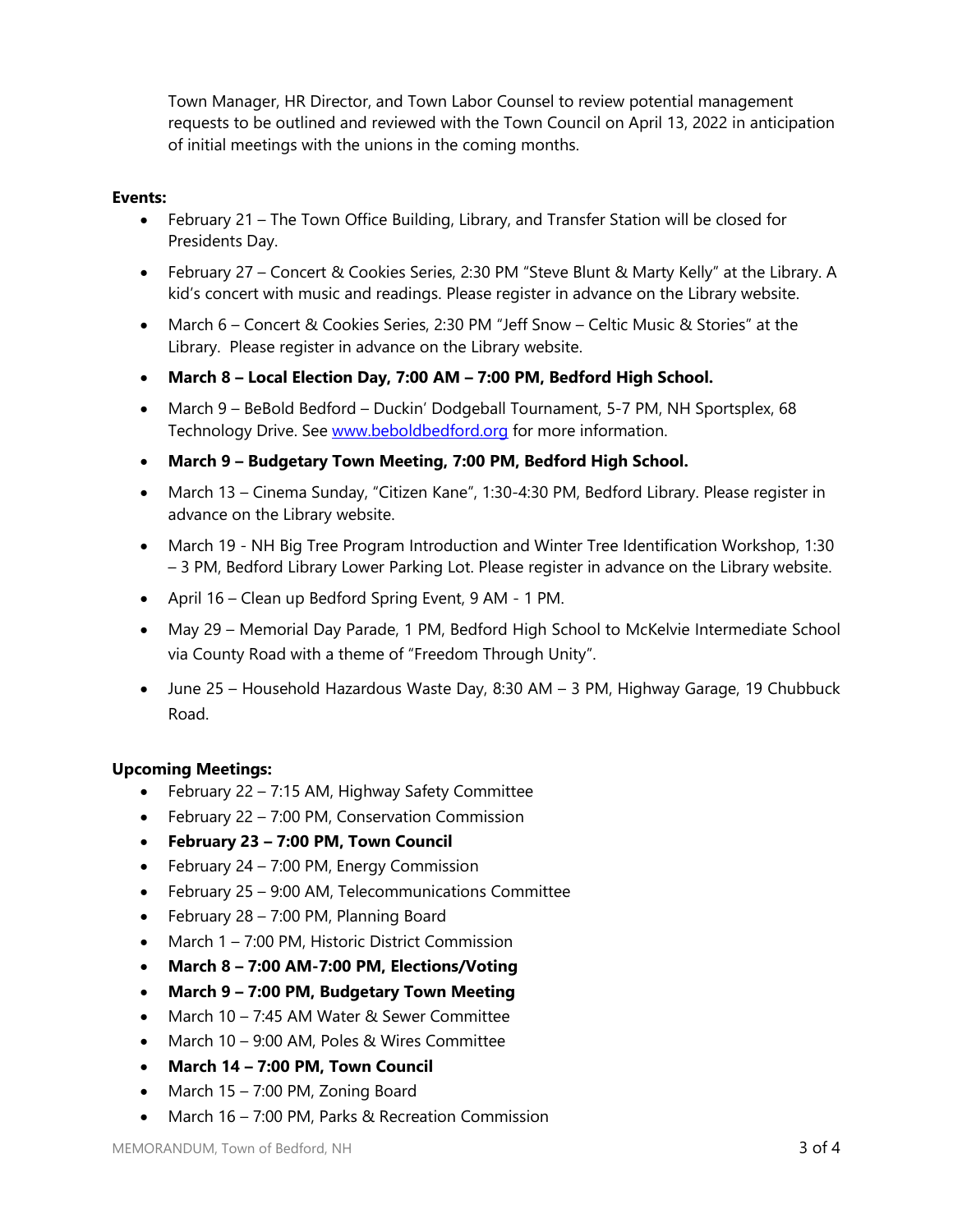Town Manager, HR Director, and Town Labor Counsel to review potential management requests to be outlined and reviewed with the Town Council on April 13, 2022 in anticipation of initial meetings with the unions in the coming months.

**Events:**

- February 21 – The Town Office Building, Library, and Transfer Station will be closed for Presidents Day.
- February 27 – Concert & Cookies Series, 2:30 PM "Steve Blunt & Marty Kelly" at the Library. A kid's concert with music and readings. Please register in advance on the Library website.
- March 6 – Concert & Cookies Series, 2:30 PM "Jeff Snow – Celtic Music & Stories" at the Library. Please register in advance on the Library website.
- **March 8 – Local Election Day, 7:00 AM – 7:00 PM, Bedford High School.**
- March 9 – BeBold Bedford – Duckin' Dodgeball Tournament, 5-7 PM, NH Sportsplex, 68 Technology Drive. See www.beboldbedford.org for more information.
- **March 9 – Budgetary Town Meeting, 7:00 PM, Bedford High School.**
- March 13 – Cinema Sunday, "Citizen Kane", 1:30-4:30 PM, Bedford Library. Please register in advance on the Library website.
- March 19 - NH Big Tree Program Introduction and Winter Tree Identification Workshop, 1:30 – 3 PM, Bedford Library Lower Parking Lot. Please register in advance on the Library website.
- April 16 – Clean up Bedford Spring Event, 9 AM - 1 PM.
- May 29 – Memorial Day Parade, 1 PM, Bedford High School to McKelvie Intermediate School via County Road with a theme of "Freedom Through Unity".
- June 25 – Household Hazardous Waste Day, 8:30 AM – 3 PM, Highway Garage, 19 Chubbuck Road.

**Upcoming Meetings:**

- February 22 – 7:15 AM, Highway Safety Committee
- February 22 – 7:00 PM, Conservation Commission
- **February 23 – 7:00 PM, Town Council**
- February 24 – 7:00 PM, Energy Commission
- February 25 – 9:00 AM, Telecommunications Committee
- February 28 – 7:00 PM, Planning Board
- March 1 – 7:00 PM, Historic District Commission
- **March 8 – 7:00 AM-7:00 PM, Elections/Voting**
- **March 9 – 7:00 PM, Budgetary Town Meeting**
- March 10 – 7:45 AM Water & Sewer Committee
- March 10 – 9:00 AM, Poles & Wires Committee
- **March 14 – 7:00 PM, Town Council**
- March 15 – 7:00 PM, Zoning Board
- March 16 – 7:00 PM, Parks & Recreation Commission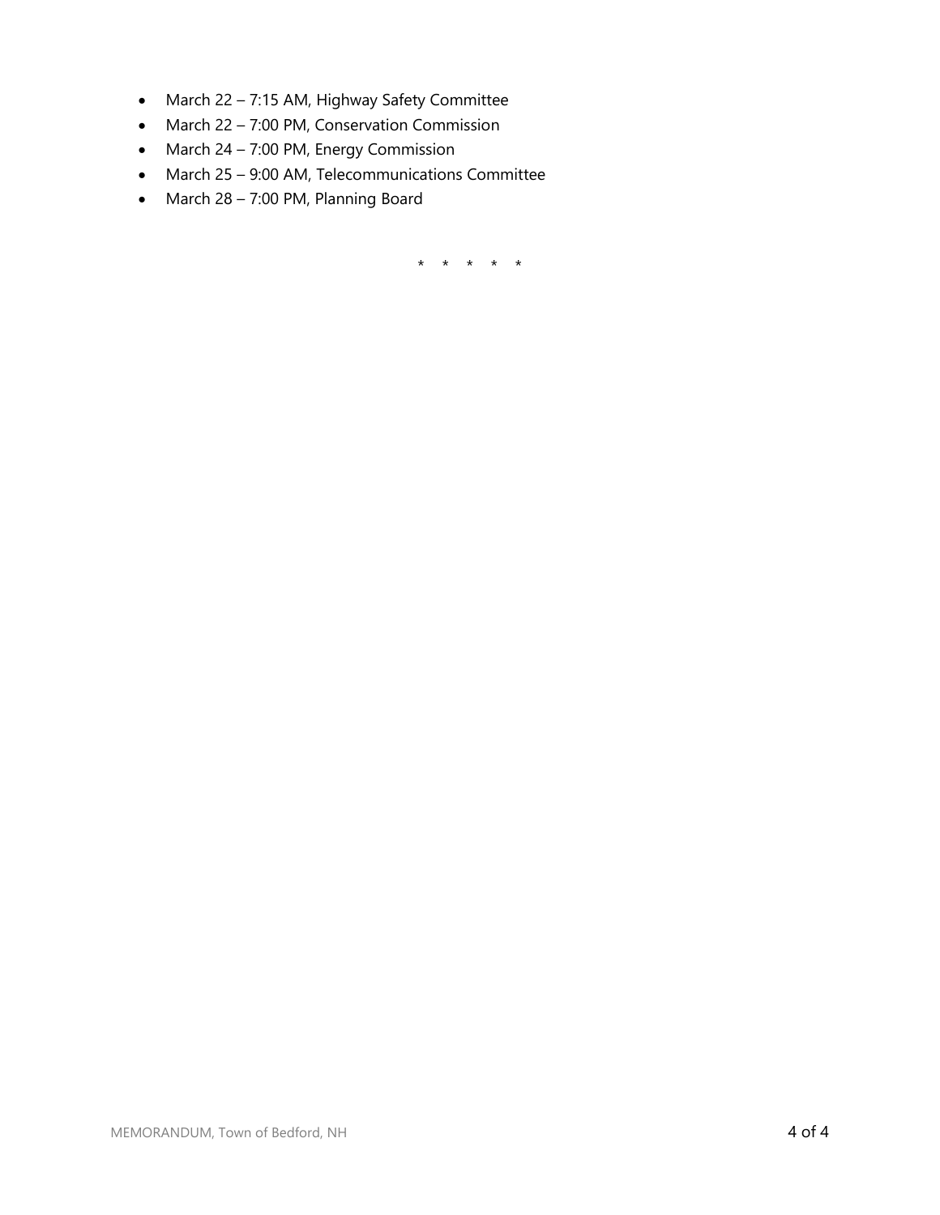- March 22 – 7:15 AM, Highway Safety Committee
- March 22 – 7:00 PM, Conservation Commission
- March 24 – 7:00 PM, Energy Commission
- March 25 – 9:00 AM, Telecommunications Committee
- March 28 – 7:00 PM, Planning Board

\* \* \* \* \*